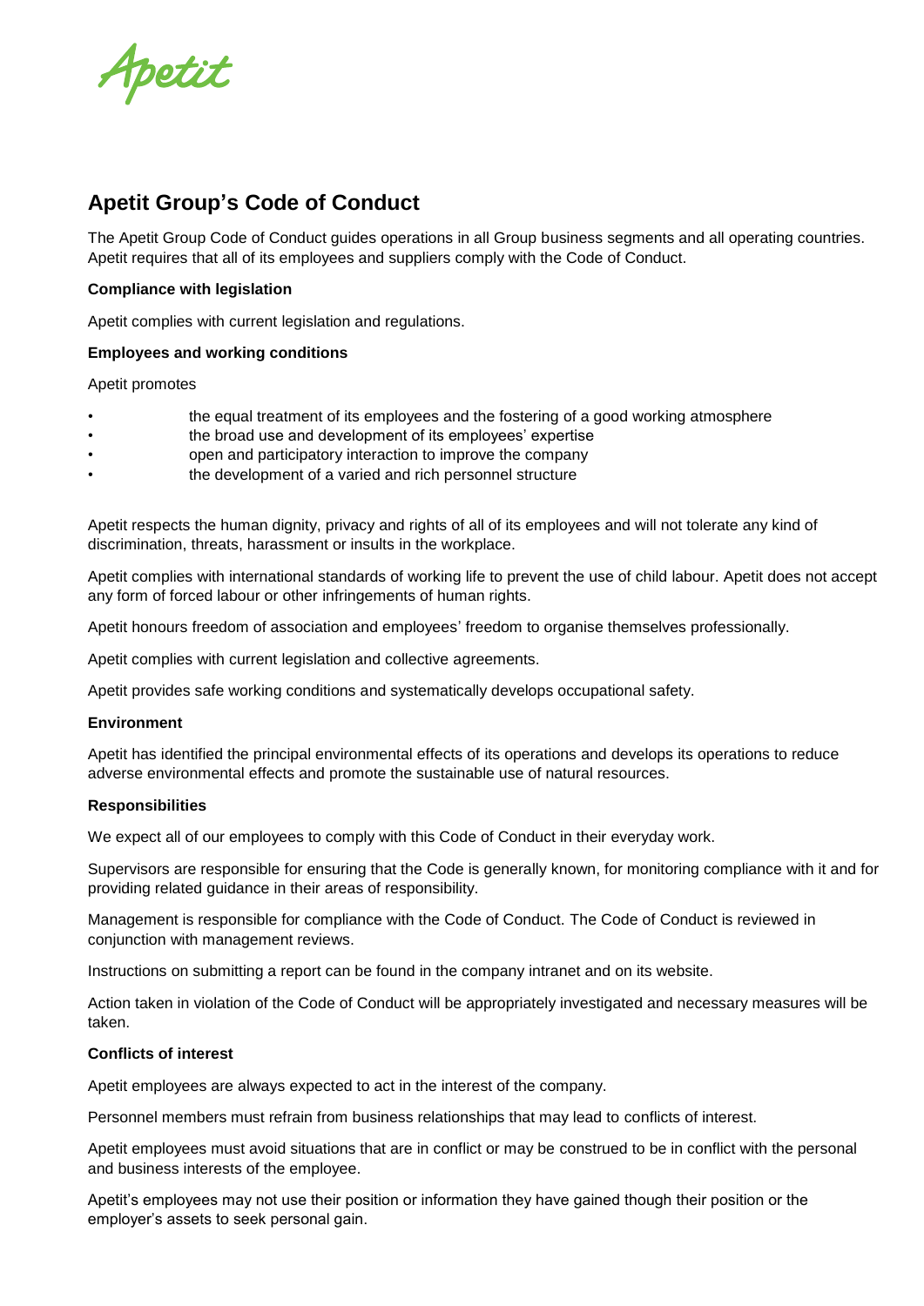Apetit

# Apetit Group's Code of Conduct

The Apetit Group Code of Conduct guides operations in all Group business segments and all operating countries. Apetit requires that all of its employees and suppliers comply with the Code of Conduct.

**Compliance with legislation**

Apetit complies with current legislation and regulations.

**Employees and working conditions**

Apetit promotes

- the equal treatment of its employees and the fostering of a good working atmosphere
- the broad use and development of its employees' expertise
- open and participatory interaction to improve the company
- the development of a varied and rich personnel structure

Apetit respects the human dignity, privacy and rights of all of its employees and will not tolerate any kind of discrimination, threats, harassment or insults in the workplace.

Apetit complies with international standards of working life to prevent the use of child labour. Apetit does not accept any form of forced labour or other infringements of human rights.

Apetit honours freedom of association and employees' freedom to organise themselves professionally.

Apetit complies with current legislation and collective agreements.

Apetit provides safe working conditions and systematically develops occupational safety.

**Environment**

Apetit has identified the principal environmental effects of its operations and develops its operations to reduce adverse environmental effects and promote the sustainable use of natural resources.

**Responsibilities**

We expect all of our employees to comply with this Code of Conduct in their everyday work.

Supervisors are responsible for ensuring that the Code is generally known, for monitoring compliance with it and for providing related guidance in their areas of responsibility.

Management is responsible for compliance with the Code of Conduct. The Code of Conduct is reviewed in conjunction with management reviews.

Instructions on submitting a report can be found in the company intranet and on its website.

Action taken in violation of the Code of Conduct will be appropriately investigated and necessary measures will be taken.

**Conflicts of interest**

Apetit employees are always expected to act in the interest of the company.

Personnel members must refrain from business relationships that may lead to conflicts of interest.

Apetit employees must avoid situations that are in conflict or may be construed to be in conflict with the personal and business interests of the employee.

Apetit's employees may not use their position or information they have gained though their position or the employer's assets to seek personal gain.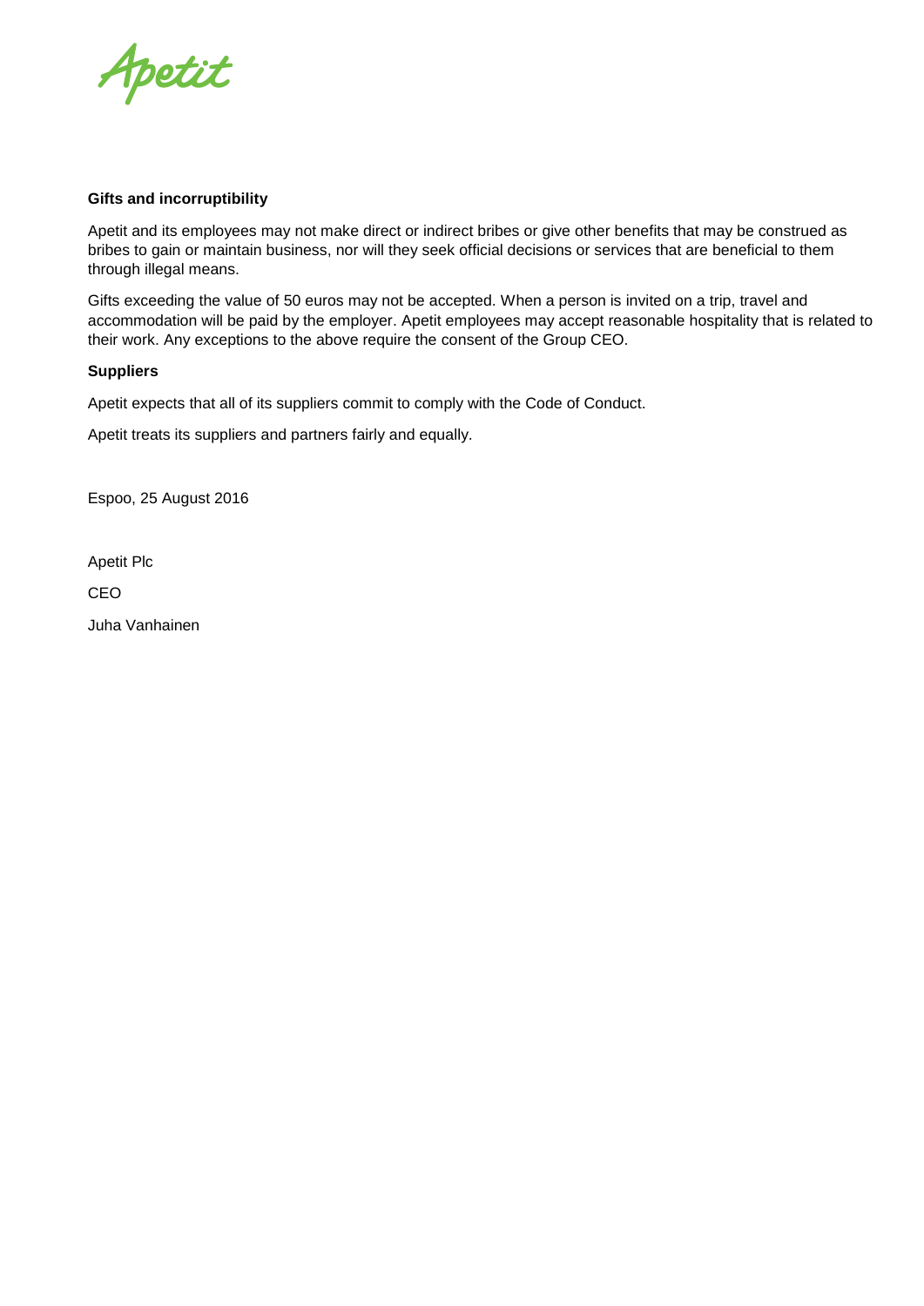**Gifts and incorruptibility**

Apetit and its employees may not make direct or indirect bribes or give other benefits that may be construed as bribes to gain or maintain business, nor will they seek official decisions or services that are beneficial to them through illegal means.

Gifts exceeding the value of 50 euros may not be accepted. When a person is invited on a trip, travel and accommodation will be paid by the employer. Apetit employees may accept reasonable hospitality that is related to their work. Any exceptions to the above require the consent of the Group CEO.

**Suppliers**

Apetit expects that all of its suppliers commit to comply with the Code of Conduct.

Apetit treats its suppliers and partners fairly and equally.

Espoo, 25 August 2016

Apetit Plc

CEO

Juha Vanhainen